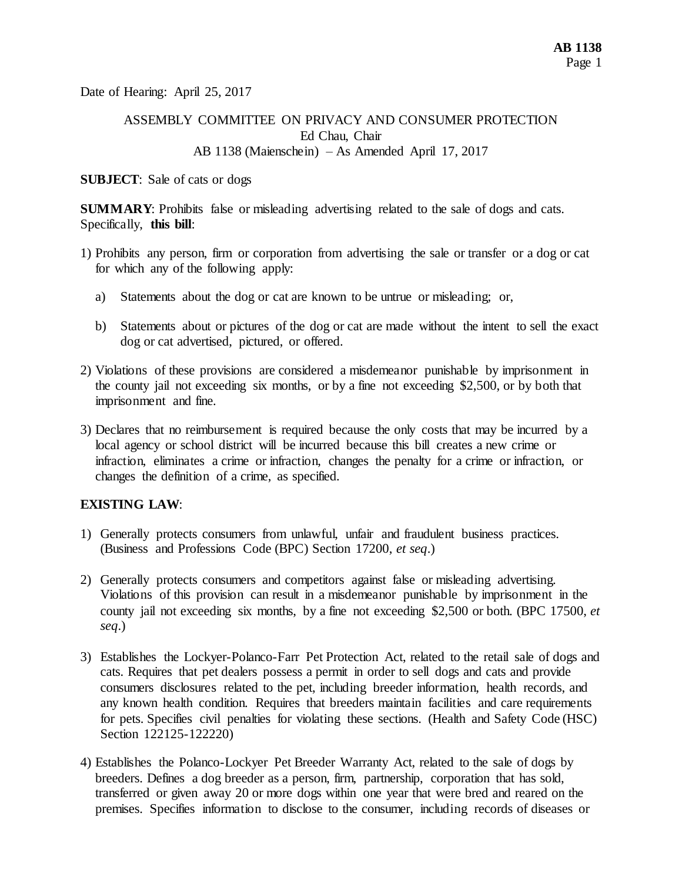Date of Hearing: April 25, 2017

ASSEMBLY COMMITTEE ON PRIVACY AND CONSUMER PROTECTION
Ed Chau, Chair
AB 1138 (Maienschein) – As Amended April 17, 2017

**SUBJECT**: Sale of cats or dogs

**SUMMARY**: Prohibits false or misleading advertising related to the sale of dogs and cats. Specifically, **this bill**:

1) Prohibits any person, firm or corporation from advertising the sale or transfer or a dog or cat for which any of the following apply:

   a) Statements about the dog or cat are known to be untrue or misleading; or,

   b) Statements about or pictures of the dog or cat are made without the intent to sell the exact dog or cat advertised, pictured, or offered.

2) Violations of these provisions are considered a misdemeanor punishable by imprisonment in the county jail not exceeding six months, or by a fine not exceeding $2,500, or by both that imprisonment and fine.

3) Declares that no reimbursement is required because the only costs that may be incurred by a local agency or school district will be incurred because this bill creates a new crime or infraction, eliminates a crime or infraction, changes the penalty for a crime or infraction, or changes the definition of a crime, as specified.

**EXISTING LAW**:

1) Generally protects consumers from unlawful, unfair and fraudulent business practices. (Business and Professions Code (BPC) Section 17200, *et seq*.)

2) Generally protects consumers and competitors against false or misleading advertising. Violations of this provision can result in a misdemeanor punishable by imprisonment in the county jail not exceeding six months, by a fine not exceeding $2,500 or both. (BPC 17500, *et seq*.)

3) Establishes the Lockyer-Polanco-Farr Pet Protection Act, related to the retail sale of dogs and cats. Requires that pet dealers possess a permit in order to sell dogs and cats and provide consumers disclosures related to the pet, including breeder information, health records, and any known health condition. Requires that breeders maintain facilities and care requirements for pets. Specifies civil penalties for violating these sections. (Health and Safety Code (HSC) Section 122125-122220)

4) Establishes the Polanco-Lockyer Pet Breeder Warranty Act, related to the sale of dogs by breeders. Defines a dog breeder as a person, firm, partnership, corporation that has sold, transferred or given away 20 or more dogs within one year that were bred and reared on the premises. Specifies information to disclose to the consumer, including records of diseases or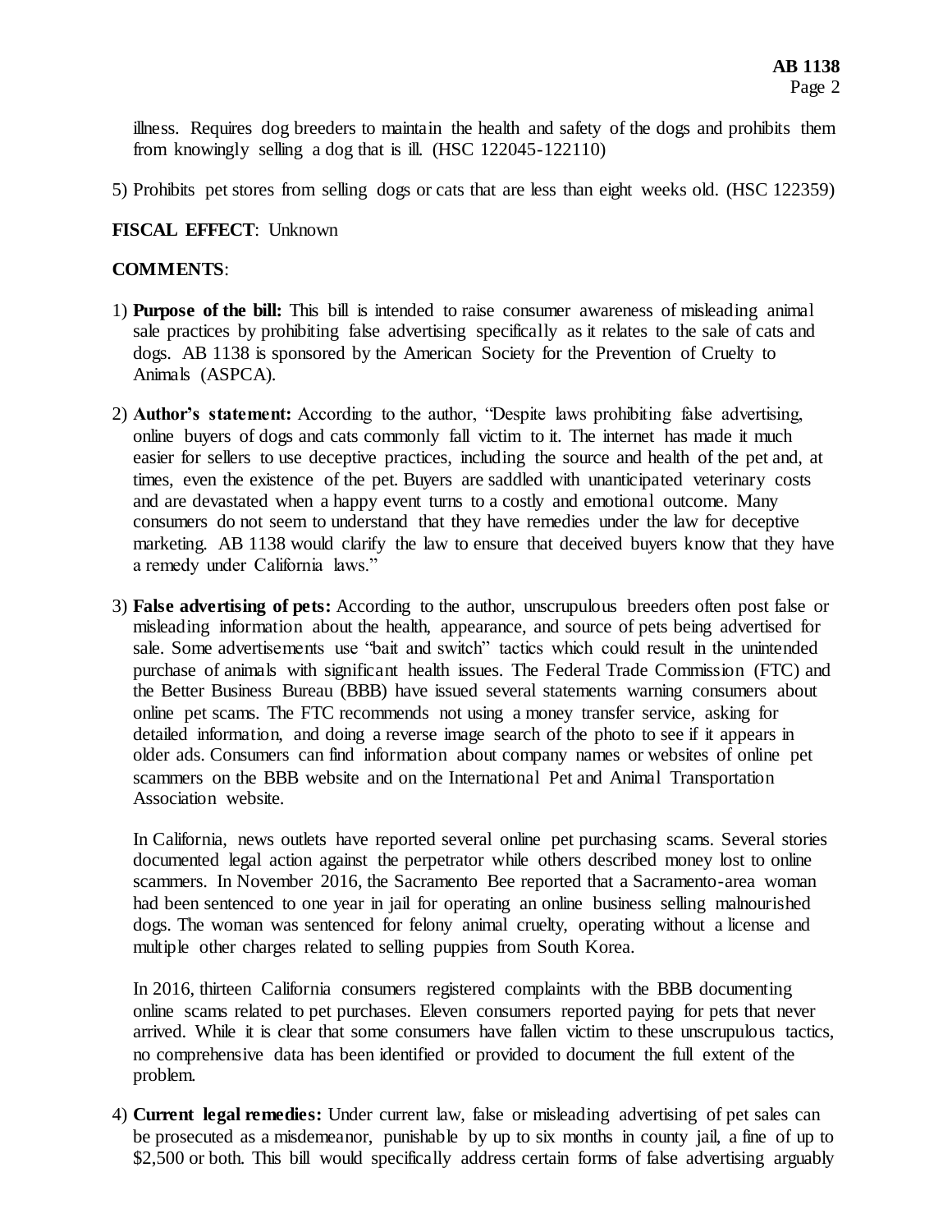illness. Requires dog breeders to maintain the health and safety of the dogs and prohibits them from knowingly selling a dog that is ill. (HSC 122045-122110)

5) Prohibits pet stores from selling dogs or cats that are less than eight weeks old. (HSC 122359)

**FISCAL EFFECT**: Unknown

**COMMENTS**:

1) **Purpose of the bill:** This bill is intended to raise consumer awareness of misleading animal sale practices by prohibiting false advertising specifically as it relates to the sale of cats and dogs. AB 1138 is sponsored by the American Society for the Prevention of Cruelty to Animals (ASPCA).

2) **Author's statement:** According to the author, "Despite laws prohibiting false advertising, online buyers of dogs and cats commonly fall victim to it. The internet has made it much easier for sellers to use deceptive practices, including the source and health of the pet and, at times, even the existence of the pet. Buyers are saddled with unanticipated veterinary costs and are devastated when a happy event turns to a costly and emotional outcome. Many consumers do not seem to understand that they have remedies under the law for deceptive marketing. AB 1138 would clarify the law to ensure that deceived buyers know that they have a remedy under California laws."

3) **False advertising of pets:** According to the author, unscrupulous breeders often post false or misleading information about the health, appearance, and source of pets being advertised for sale. Some advertisements use "bait and switch" tactics which could result in the unintended purchase of animals with significant health issues. The Federal Trade Commission (FTC) and the Better Business Bureau (BBB) have issued several statements warning consumers about online pet scams. The FTC recommends not using a money transfer service, asking for detailed information, and doing a reverse image search of the photo to see if it appears in older ads. Consumers can find information about company names or websites of online pet scammers on the BBB website and on the International Pet and Animal Transportation Association website.

   In California, news outlets have reported several online pet purchasing scams. Several stories documented legal action against the perpetrator while others described money lost to online scammers. In November 2016, the Sacramento Bee reported that a Sacramento-area woman had been sentenced to one year in jail for operating an online business selling malnourished dogs. The woman was sentenced for felony animal cruelty, operating without a license and multiple other charges related to selling puppies from South Korea.

   In 2016, thirteen California consumers registered complaints with the BBB documenting online scams related to pet purchases. Eleven consumers reported paying for pets that never arrived. While it is clear that some consumers have fallen victim to these unscrupulous tactics, no comprehensive data has been identified or provided to document the full extent of the problem.

4) **Current legal remedies:** Under current law, false or misleading advertising of pet sales can be prosecuted as a misdemeanor, punishable by up to six months in county jail, a fine of up to $2,500 or both. This bill would specifically address certain forms of false advertising arguably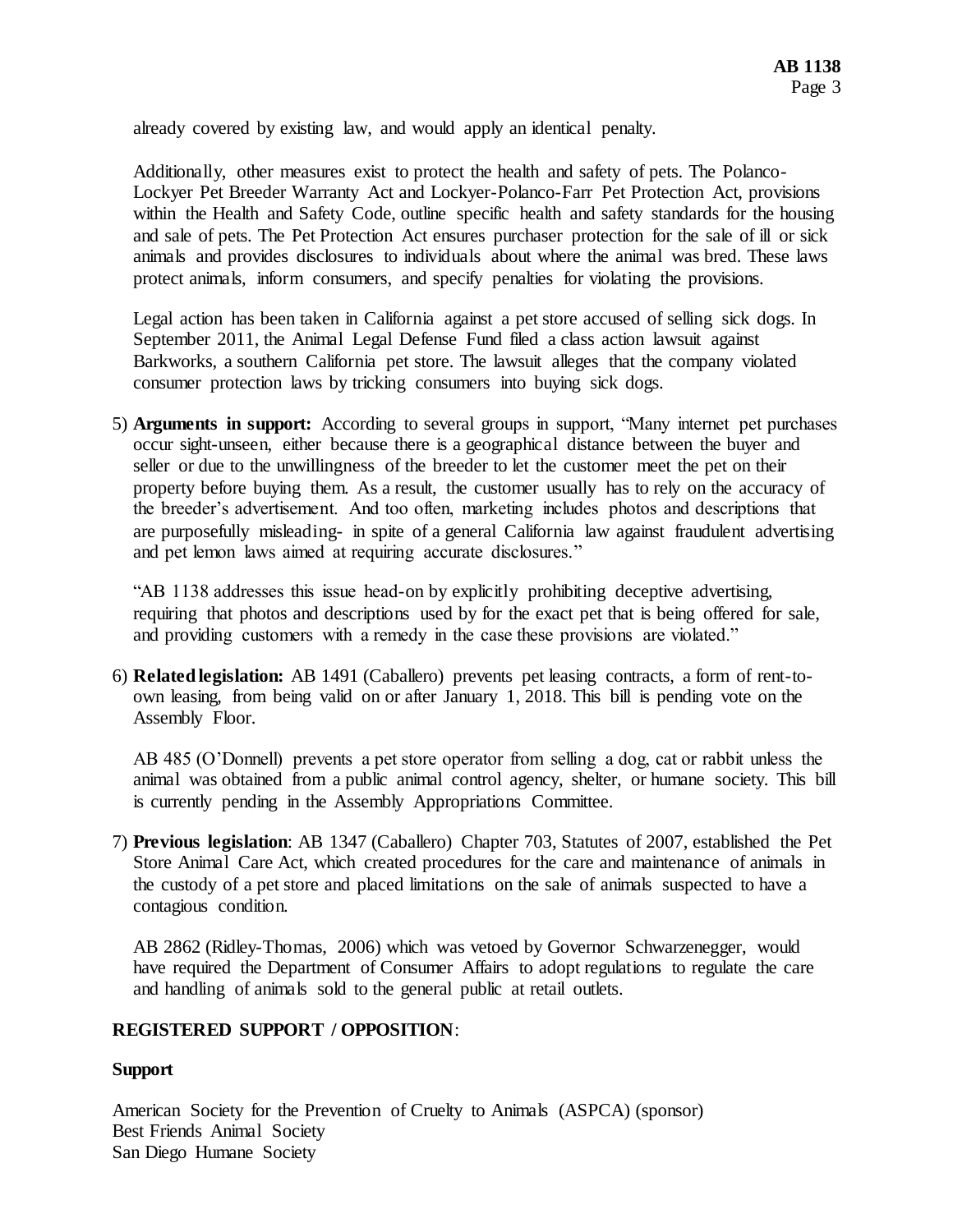already covered by existing law, and would apply an identical penalty.

Additionally, other measures exist to protect the health and safety of pets. The Polanco-Lockyer Pet Breeder Warranty Act and Lockyer-Polanco-Farr Pet Protection Act, provisions within the Health and Safety Code, outline specific health and safety standards for the housing and sale of pets. The Pet Protection Act ensures purchaser protection for the sale of ill or sick animals and provides disclosures to individuals about where the animal was bred. These laws protect animals, inform consumers, and specify penalties for violating the provisions.

Legal action has been taken in California against a pet store accused of selling sick dogs. In September 2011, the Animal Legal Defense Fund filed a class action lawsuit against Barkworks, a southern California pet store. The lawsuit alleges that the company violated consumer protection laws by tricking consumers into buying sick dogs.

5) **Arguments in support:** According to several groups in support, "Many internet pet purchases occur sight-unseen, either because there is a geographical distance between the buyer and seller or due to the unwillingness of the breeder to let the customer meet the pet on their property before buying them. As a result, the customer usually has to rely on the accuracy of the breeder's advertisement. And too often, marketing includes photos and descriptions that are purposefully misleading- in spite of a general California law against fraudulent advertising and pet lemon laws aimed at requiring accurate disclosures."

   "AB 1138 addresses this issue head-on by explicitly prohibiting deceptive advertising, requiring that photos and descriptions used by for the exact pet that is being offered for sale, and providing customers with a remedy in the case these provisions are violated."

6) **Related legislation:** AB 1491 (Caballero) prevents pet leasing contracts, a form of rent-to-own leasing, from being valid on or after January 1, 2018. This bill is pending vote on the Assembly Floor.

   AB 485 (O'Donnell) prevents a pet store operator from selling a dog, cat or rabbit unless the animal was obtained from a public animal control agency, shelter, or humane society. This bill is currently pending in the Assembly Appropriations Committee.

7) **Previous legislation**: AB 1347 (Caballero) Chapter 703, Statutes of 2007, established the Pet Store Animal Care Act, which created procedures for the care and maintenance of animals in the custody of a pet store and placed limitations on the sale of animals suspected to have a contagious condition.

   AB 2862 (Ridley-Thomas, 2006) which was vetoed by Governor Schwarzenegger, would have required the Department of Consumer Affairs to adopt regulations to regulate the care and handling of animals sold to the general public at retail outlets.

**REGISTERED SUPPORT / OPPOSITION**:

**Support**

American Society for the Prevention of Cruelty to Animals (ASPCA) (sponsor)
Best Friends Animal Society
San Diego Humane Society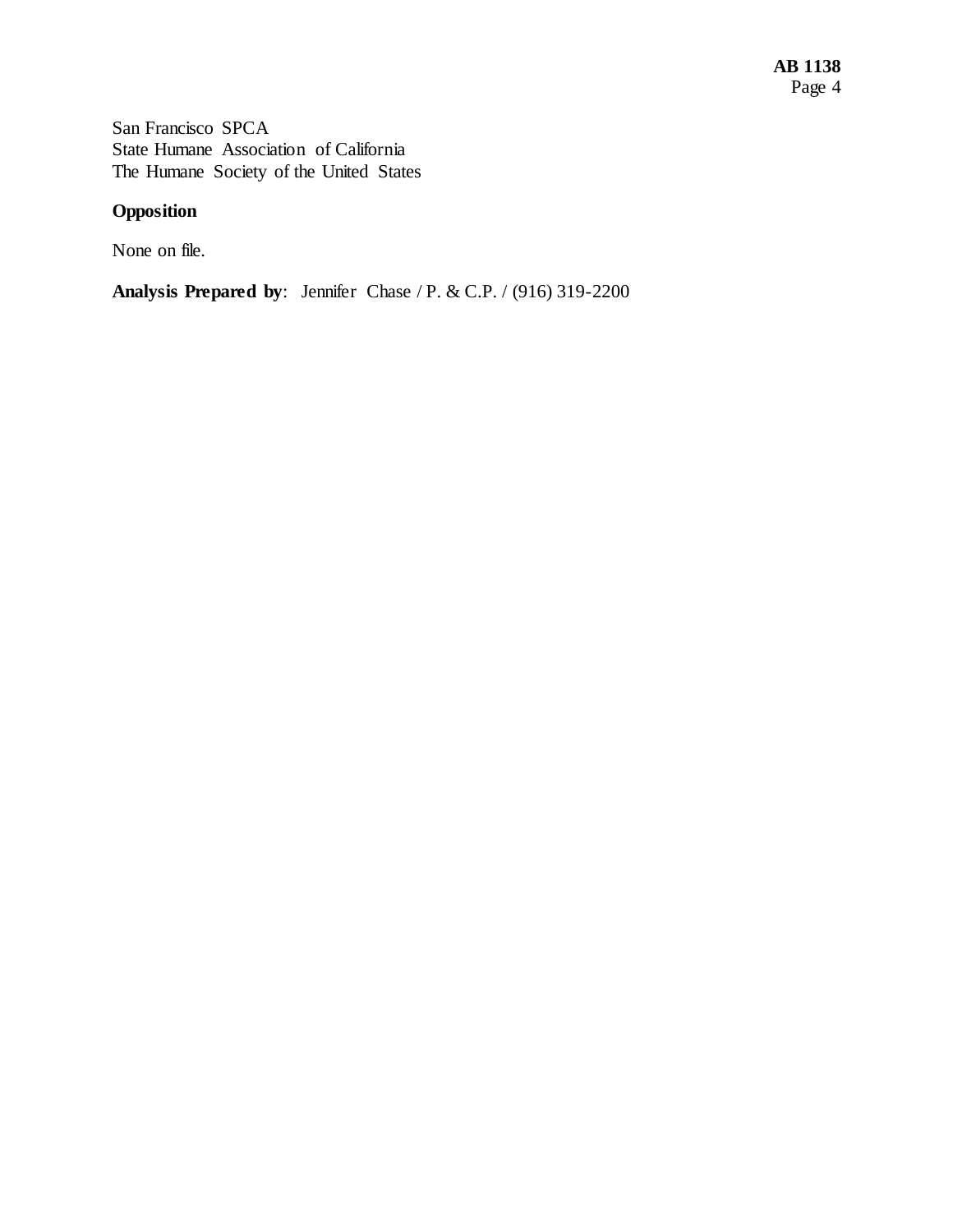San Francisco SPCA
State Humane Association of California
The Humane Society of the United States

**Opposition**

None on file.

**Analysis Prepared by**: Jennifer Chase / P. & C.P. / (916) 319-2200